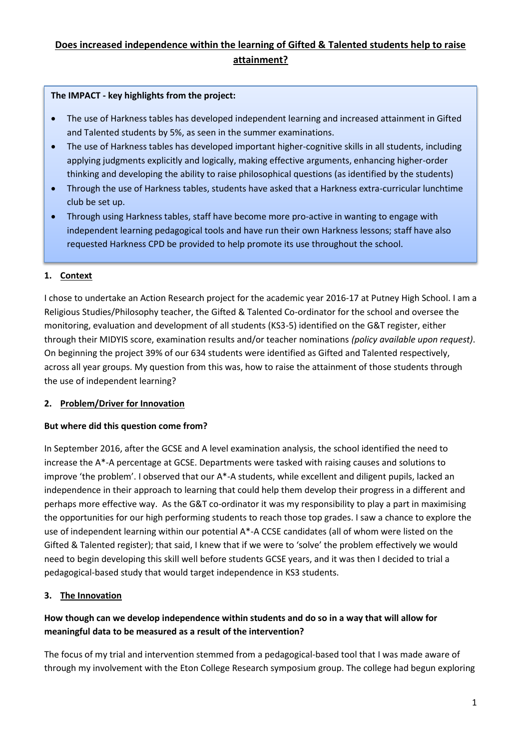# Does increased independence within the learning of Gifted & Talented students help to raise attainment?

**The IMPACT - key highlights from the project:**

- The use of Harkness tables has developed independent learning and increased attainment in Gifted and Talented students by 5%, as seen in the summer examinations.
- The use of Harkness tables has developed important higher-cognitive skills in all students, including applying judgments explicitly and logically, making effective arguments, enhancing higher-order thinking and developing the ability to raise philosophical questions (as identified by the students)
- Through the use of Harkness tables, students have asked that a Harkness extra-curricular lunchtime club be set up.
- Through using Harkness tables, staff have become more pro-active in wanting to engage with independent learning pedagogical tools and have run their own Harkness lessons; staff have also requested Harkness CPD be provided to help promote its use throughout the school.

## 1. Context

I chose to undertake an Action Research project for the academic year 2016-17 at Putney High School. I am a Religious Studies/Philosophy teacher, the Gifted & Talented Co-ordinator for the school and oversee the monitoring, evaluation and development of all students (KS3-5) identified on the G&T register, either through their MIDYIS score, examination results and/or teacher nominations *(policy available upon request)*. On beginning the project 39% of our 634 students were identified as Gifted and Talented respectively, across all year groups. My question from this was, how to raise the attainment of those students through the use of independent learning?

## 2. Problem/Driver for Innovation

**But where did this question come from?**

In September 2016, after the GCSE and A level examination analysis, the school identified the need to increase the A*-A percentage at GCSE. Departments were tasked with raising causes and solutions to improve 'the problem'. I observed that our A*-A students, while excellent and diligent pupils, lacked an independence in their approach to learning that could help them develop their progress in a different and perhaps more effective way. As the G&T co-ordinator it was my responsibility to play a part in maximising the opportunities for our high performing students to reach those top grades. I saw a chance to explore the use of independent learning within our potential A*-A CCSE candidates (all of whom were listed on the Gifted & Talented register); that said, I knew that if we were to 'solve' the problem effectively we would need to begin developing this skill well before students GCSE years, and it was then I decided to trial a pedagogical-based study that would target independence in KS3 students.

## 3. The Innovation

**How though can we develop independence within students and do so in a way that will allow for meaningful data to be measured as a result of the intervention?**

The focus of my trial and intervention stemmed from a pedagogical-based tool that I was made aware of through my involvement with the Eton College Research symposium group. The college had begun exploring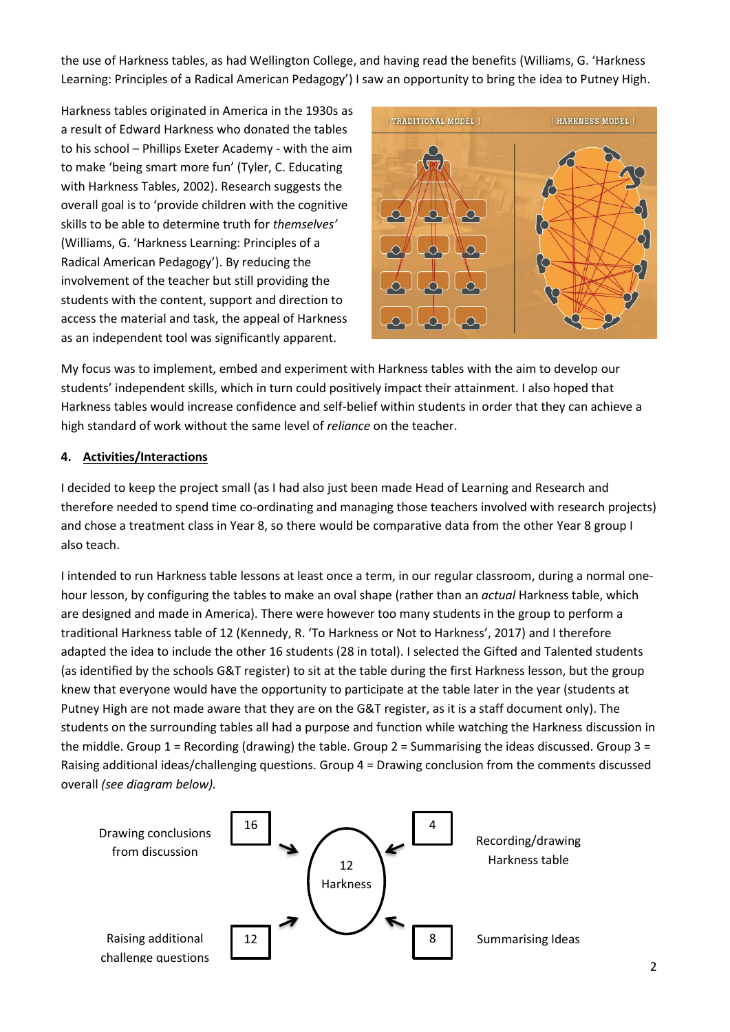the use of Harkness tables, as had Wellington College, and having read the benefits (Williams, G. 'Harkness Learning: Principles of a Radical American Pedagogy') I saw an opportunity to bring the idea to Putney High.

Harkness tables originated in America in the 1930s as a result of Edward Harkness who donated the tables to his school – Phillips Exeter Academy - with the aim to make 'being smart more fun' (Tyler, C. Educating with Harkness Tables, 2002). Research suggests the overall goal is to 'provide children with the cognitive skills to be able to determine truth for *themselves'* (Williams, G. 'Harkness Learning: Principles of a Radical American Pedagogy'). By reducing the involvement of the teacher but still providing the students with the content, support and direction to access the material and task, the appeal of Harkness as an independent tool was significantly apparent.

{ TRADITIONAL MODEL } { HARKNESS MODEL }

My focus was to implement, embed and experiment with Harkness tables with the aim to develop our students' independent skills, which in turn could positively impact their attainment. I also hoped that Harkness tables would increase confidence and self-belief within students in order that they can achieve a high standard of work without the same level of *reliance* on the teacher.

## 4. Activities/Interactions

I decided to keep the project small (as I had also just been made Head of Learning and Research and therefore needed to spend time co-ordinating and managing those teachers involved with research projects) and chose a treatment class in Year 8, so there would be comparative data from the other Year 8 group I also teach.

I intended to run Harkness table lessons at least once a term, in our regular classroom, during a normal one-hour lesson, by configuring the tables to make an oval shape (rather than an *actual* Harkness table, which are designed and made in America). There were however too many students in the group to perform a traditional Harkness table of 12 (Kennedy, R. 'To Harkness or Not to Harkness', 2017) and I therefore adapted the idea to include the other 16 students (28 in total). I selected the Gifted and Talented students (as identified by the schools G&T register) to sit at the table during the first Harkness lesson, but the group knew that everyone would have the opportunity to participate at the table later in the year (students at Putney High are not made aware that they are on the G&T register, as it is a staff document only). The students on the surrounding tables all had a purpose and function while watching the Harkness discussion in the middle. Group 1 = Recording (drawing) the table. Group 2 = Summarising the ideas discussed. Group 3 = Raising additional ideas/challenging questions. Group 4 = Drawing conclusion from the comments discussed overall *(see diagram below).*

Drawing conclusions from discussion — 16 → 12 Harkness ← 4 — Recording/drawing Harkness table

Raising additional challenge questions — 12 → 12 Harkness ← 8 — Summarising Ideas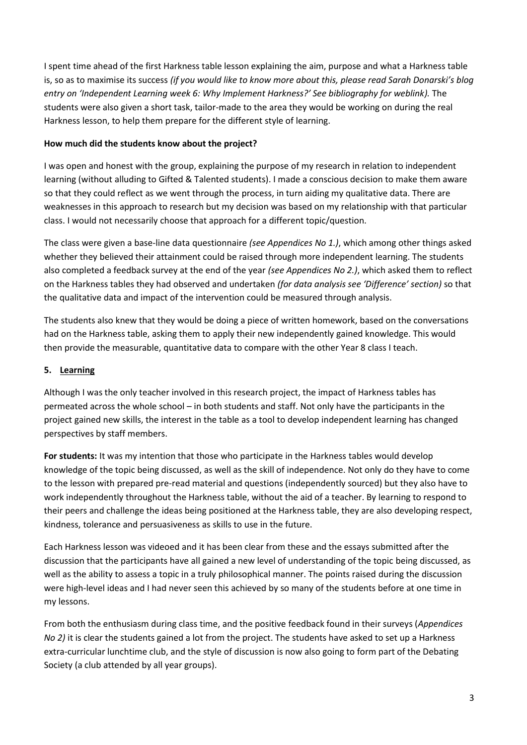I spent time ahead of the first Harkness table lesson explaining the aim, purpose and what a Harkness table is, so as to maximise its success *(if you would like to know more about this, please read Sarah Donarski's blog entry on 'Independent Learning week 6: Why Implement Harkness?' See bibliography for weblink).* The students were also given a short task, tailor-made to the area they would be working on during the real Harkness lesson, to help them prepare for the different style of learning.

**How much did the students know about the project?**

I was open and honest with the group, explaining the purpose of my research in relation to independent learning (without alluding to Gifted & Talented students). I made a conscious decision to make them aware so that they could reflect as we went through the process, in turn aiding my qualitative data. There are weaknesses in this approach to research but my decision was based on my relationship with that particular class. I would not necessarily choose that approach for a different topic/question.

The class were given a base-line data questionnaire *(see Appendices No 1.)*, which among other things asked whether they believed their attainment could be raised through more independent learning. The students also completed a feedback survey at the end of the year *(see Appendices No 2.)*, which asked them to reflect on the Harkness tables they had observed and undertaken *(for data analysis see 'Difference' section)* so that the qualitative data and impact of the intervention could be measured through analysis.

The students also knew that they would be doing a piece of written homework, based on the conversations had on the Harkness table, asking them to apply their new independently gained knowledge. This would then provide the measurable, quantitative data to compare with the other Year 8 class I teach.

## 5. Learning

Although I was the only teacher involved in this research project, the impact of Harkness tables has permeated across the whole school – in both students and staff. Not only have the participants in the project gained new skills, the interest in the table as a tool to develop independent learning has changed perspectives by staff members.

**For students:** It was my intention that those who participate in the Harkness tables would develop knowledge of the topic being discussed, as well as the skill of independence. Not only do they have to come to the lesson with prepared pre-read material and questions (independently sourced) but they also have to work independently throughout the Harkness table, without the aid of a teacher. By learning to respond to their peers and challenge the ideas being positioned at the Harkness table, they are also developing respect, kindness, tolerance and persuasiveness as skills to use in the future.

Each Harkness lesson was videoed and it has been clear from these and the essays submitted after the discussion that the participants have all gained a new level of understanding of the topic being discussed, as well as the ability to assess a topic in a truly philosophical manner. The points raised during the discussion were high-level ideas and I had never seen this achieved by so many of the students before at one time in my lessons.

From both the enthusiasm during class time, and the positive feedback found in their surveys (*Appendices No 2)* it is clear the students gained a lot from the project. The students have asked to set up a Harkness extra-curricular lunchtime club, and the style of discussion is now also going to form part of the Debating Society (a club attended by all year groups).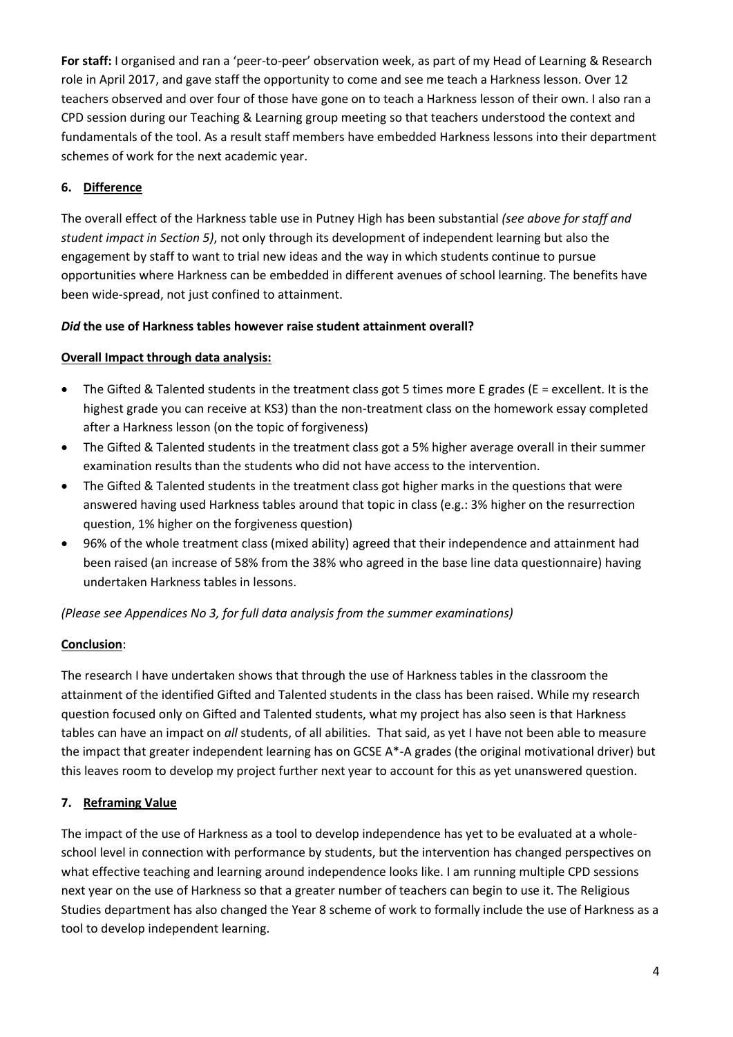**For staff:** I organised and ran a 'peer-to-peer' observation week, as part of my Head of Learning & Research role in April 2017, and gave staff the opportunity to come and see me teach a Harkness lesson. Over 12 teachers observed and over four of those have gone on to teach a Harkness lesson of their own. I also ran a CPD session during our Teaching & Learning group meeting so that teachers understood the context and fundamentals of the tool. As a result staff members have embedded Harkness lessons into their department schemes of work for the next academic year.

## 6. Difference

The overall effect of the Harkness table use in Putney High has been substantial *(see above for staff and student impact in Section 5)*, not only through its development of independent learning but also the engagement by staff to want to trial new ideas and the way in which students continue to pursue opportunities where Harkness can be embedded in different avenues of school learning. The benefits have been wide-spread, not just confined to attainment.

***Did*** **the use of Harkness tables however raise student attainment overall?**

**Overall Impact through data analysis:**

- The Gifted & Talented students in the treatment class got 5 times more E grades (E = excellent. It is the highest grade you can receive at KS3) than the non-treatment class on the homework essay completed after a Harkness lesson (on the topic of forgiveness)
- The Gifted & Talented students in the treatment class got a 5% higher average overall in their summer examination results than the students who did not have access to the intervention.
- The Gifted & Talented students in the treatment class got higher marks in the questions that were answered having used Harkness tables around that topic in class (e.g.: 3% higher on the resurrection question, 1% higher on the forgiveness question)
- 96% of the whole treatment class (mixed ability) agreed that their independence and attainment had been raised (an increase of 58% from the 38% who agreed in the base line data questionnaire) having undertaken Harkness tables in lessons.

*(Please see Appendices No 3, for full data analysis from the summer examinations)*

**Conclusion**:

The research I have undertaken shows that through the use of Harkness tables in the classroom the attainment of the identified Gifted and Talented students in the class has been raised. While my research question focused only on Gifted and Talented students, what my project has also seen is that Harkness tables can have an impact on *all* students, of all abilities. That said, as yet I have not been able to measure the impact that greater independent learning has on GCSE A*-A grades (the original motivational driver) but this leaves room to develop my project further next year to account for this as yet unanswered question.

## 7. Reframing Value

The impact of the use of Harkness as a tool to develop independence has yet to be evaluated at a whole-school level in connection with performance by students, but the intervention has changed perspectives on what effective teaching and learning around independence looks like. I am running multiple CPD sessions next year on the use of Harkness so that a greater number of teachers can begin to use it. The Religious Studies department has also changed the Year 8 scheme of work to formally include the use of Harkness as a tool to develop independent learning.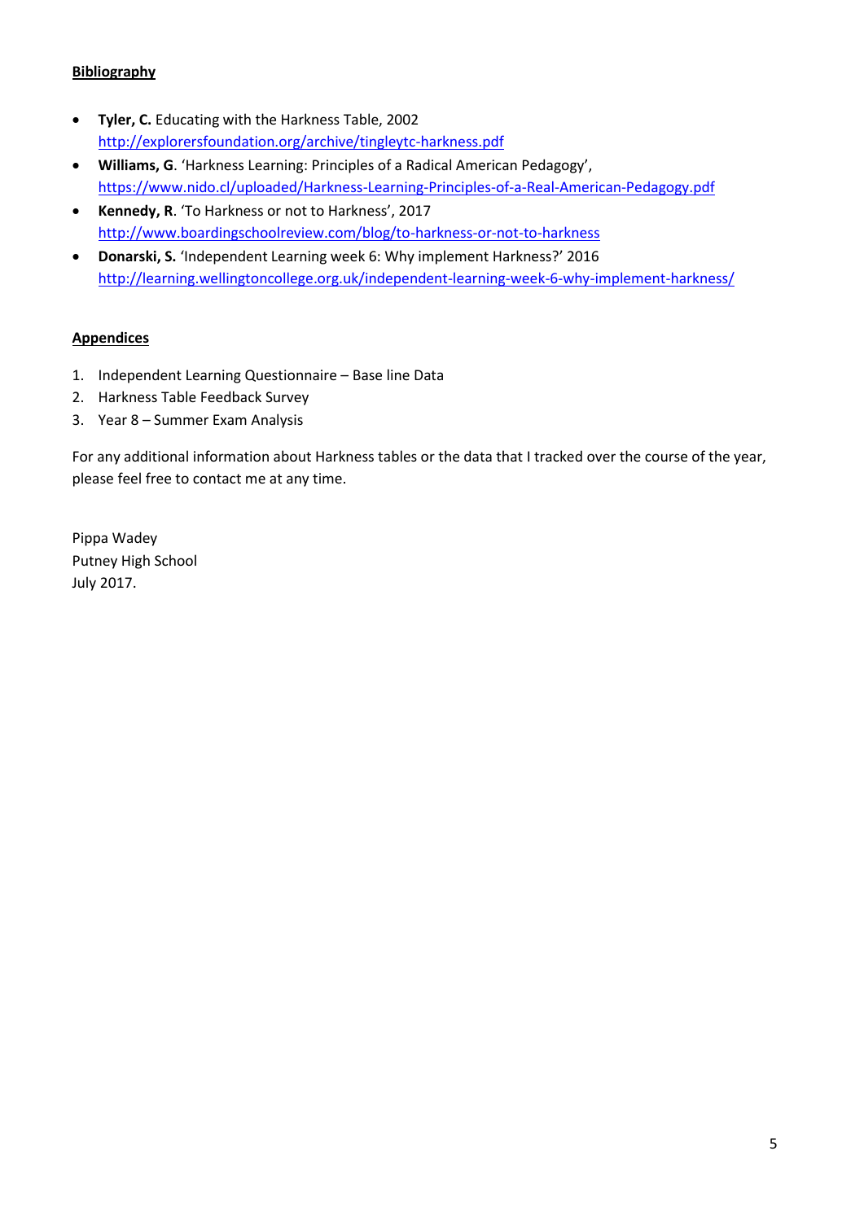**Bibliography**

- **Tyler, C.** Educating with the Harkness Table, 2002
  http://explorersfoundation.org/archive/tingleytc-harkness.pdf
- **Williams, G**. 'Harkness Learning: Principles of a Radical American Pedagogy',
  https://www.nido.cl/uploaded/Harkness-Learning-Principles-of-a-Real-American-Pedagogy.pdf
- **Kennedy, R**. 'To Harkness or not to Harkness', 2017
  http://www.boardingschoolreview.com/blog/to-harkness-or-not-to-harkness
- **Donarski, S.** 'Independent Learning week 6: Why implement Harkness?' 2016
  http://learning.wellingtoncollege.org.uk/independent-learning-week-6-why-implement-harkness/

**Appendices**

1. Independent Learning Questionnaire – Base line Data
2. Harkness Table Feedback Survey
3. Year 8 – Summer Exam Analysis

For any additional information about Harkness tables or the data that I tracked over the course of the year, please feel free to contact me at any time.

Pippa Wadey
Putney High School
July 2017.